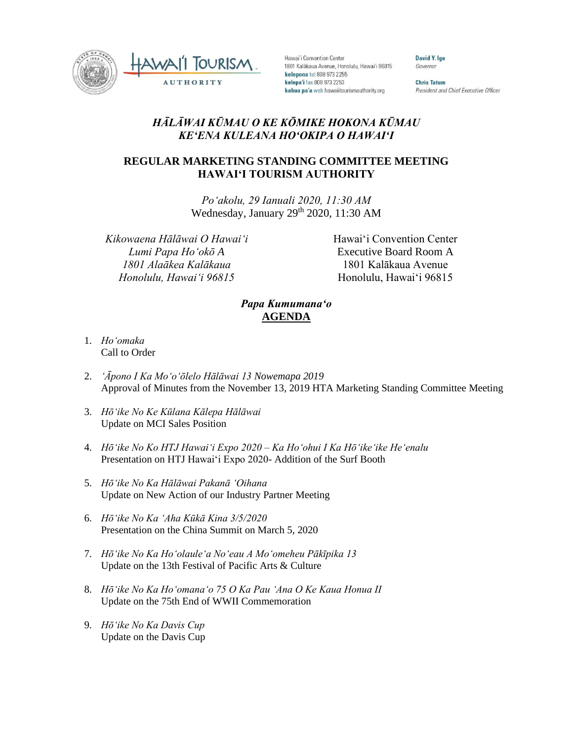Hawaiʻi Convention Center
1801 Kalākaua Avenue, Honolulu, Hawaiʻi 96815
**kelepona** tel 808 973 2255
**kelepaʻi** fax 808 973 2253
**kahua paʻa** web hawaiitourismauthority.org

**David Y. Ige**
*Governor*

**Chris Tatum**
*President and Chief Executive Officer*

# *HĀLĀWAI KŪMAU O KE KŌMIKE HOKONA KŪMAU KEʻENA KULEANA HOʻOKIPA O HAWAIʻI*

# REGULAR MARKETING STANDING COMMITTEE MEETING HAWAIʻI TOURISM AUTHORITY

*Poʻakolu, 29 Ianuali 2020, 11:30 AM*
Wednesday, January 29th 2020, 11:30 AM

*Kikowaena Hālāwai O Hawaiʻi*
*Lumi Papa Hoʻokō A*
*1801 Alaākea Kalākaua*
*Honolulu, Hawaiʻi 96815*

Hawaiʻi Convention Center
Executive Board Room A
1801 Kalākaua Avenue
Honolulu, Hawaiʻi 96815

## *Papa Kumumanaʻo*
## AGENDA

1. *Hoʻomaka*
   Call to Order

2. *ʻĀpono I Ka Moʻoʻōlelo Hālāwai 13 Nowemapa 2019*
   Approval of Minutes from the November 13, 2019 HTA Marketing Standing Committee Meeting

3. *Hōʻike No Ke Kūlana Kālepa Hālāwai*
   Update on MCI Sales Position

4. *Hōʻike No Ko HTJ Hawaiʻi Expo 2020 – Ka Hoʻohui I Ka Hōʻikeʻike Heʻenalu*
   Presentation on HTJ Hawaiʻi Expo 2020- Addition of the Surf Booth

5. *Hōʻike No Ka Hālāwai Pakanā ʻOihana*
   Update on New Action of our Industry Partner Meeting

6. *Hōʻike No Ka ʻAha Kūkā Kina 3/5/2020*
   Presentation on the China Summit on March 5, 2020

7. *Hōʻike No Ka Hoʻolauleʻa Noʻeau A Moʻomeheu Pākīpika 13*
   Update on the 13th Festival of Pacific Arts & Culture

8. *Hōʻike No Ka Hoʻomanaʻo 75 O Ka Pau ʻAna O Ke Kaua Honua II*
   Update on the 75th End of WWII Commemoration

9. *Hōʻike No Ka Davis Cup*
   Update on the Davis Cup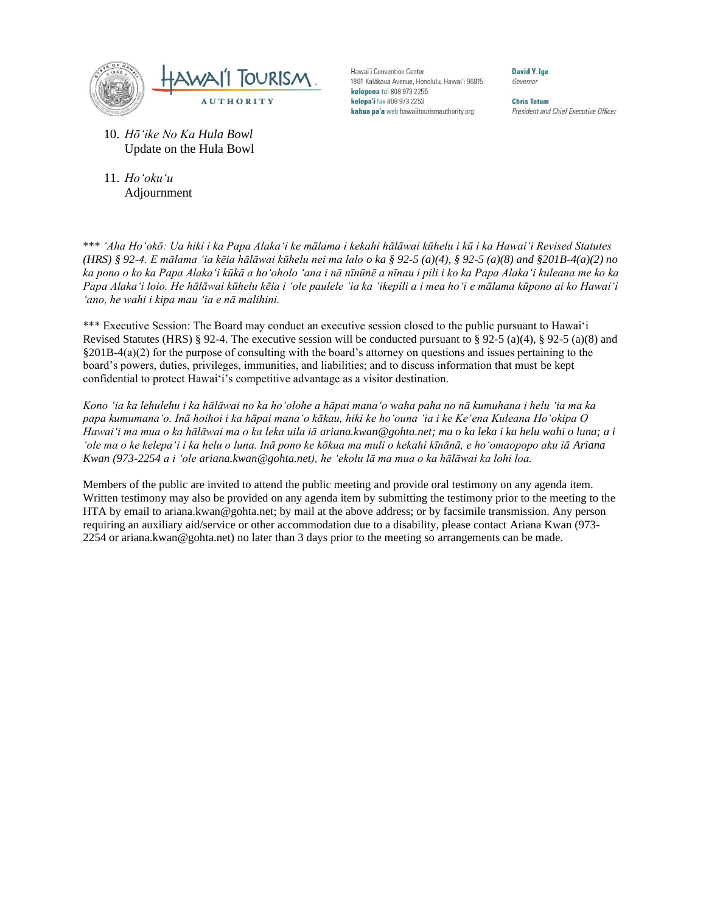10. *Hōʻike No Ka Hula Bowl*
    Update on the Hula Bowl

11. *Hoʻokuʻu*
    Adjournment

*** *ʻAha Hoʻokō: Ua hiki i ka Papa Alakaʻi ke mālama i kekahi hālāwai kūhelu i kū i ka Hawaiʻi Revised Statutes (HRS) § 92-4. E mālama ʻia kēia hālāwai kūhelu nei ma lalo o ka § 92-5 (a)(4), § 92-5 (a)(8) and §201B-4(a)(2) no ka pono o ko ka Papa Alakaʻi kūkā a hoʻoholo ʻana i nā nīnūnē a nīnau i pili i ko ka Papa Alakaʻi kuleana me ko ka Papa Alakaʻi loio. He hālāwai kūhelu kēia i ʻole paulele ʻia ka ʻikepili a i mea hoʻi e mālama kūpono ai ko Hawaiʻi ʻano, he wahi i kipa mau ʻia e nā malihini.*

*** Executive Session: The Board may conduct an executive session closed to the public pursuant to Hawai'i Revised Statutes (HRS) § 92-4. The executive session will be conducted pursuant to § 92-5 (a)(4), § 92-5 (a)(8) and §201B-4(a)(2) for the purpose of consulting with the board's attorney on questions and issues pertaining to the board's powers, duties, privileges, immunities, and liabilities; and to discuss information that must be kept confidential to protect Hawai'i's competitive advantage as a visitor destination.

*Kono ʻia ka lehulehu i ka hālāwai no ka hoʻolohe a hāpai manaʻo waha paha no nā kumuhana i helu ʻia ma ka papa kumumanaʻo. Inā hoihoi i ka hāpai manaʻo kākau, hiki ke hoʻouna ʻia i ke Keʻena Kuleana Hoʻokipa O Hawaiʻi ma mua o ka hālāwai ma o ka leka uila iā ariana.kwan@gohta.net; ma o ka leka i ka helu wahi o luna; a i ʻole ma o ke kelepaʻi i ka helu o luna. Inā pono ke kōkua ma muli o kekahi kīnānā, e hoʻomaopopo aku iā Ariana Kwan (973-2254 a i ʻole ariana.kwan@gohta.net), he ʻekolu lā ma mua o ka hālāwai ka lohi loa.*

Members of the public are invited to attend the public meeting and provide oral testimony on any agenda item. Written testimony may also be provided on any agenda item by submitting the testimony prior to the meeting to the HTA by email to ariana.kwan@gohta.net; by mail at the above address; or by facsimile transmission. Any person requiring an auxiliary aid/service or other accommodation due to a disability, please contact Ariana Kwan (973-2254 or ariana.kwan@gohta.net) no later than 3 days prior to the meeting so arrangements can be made.